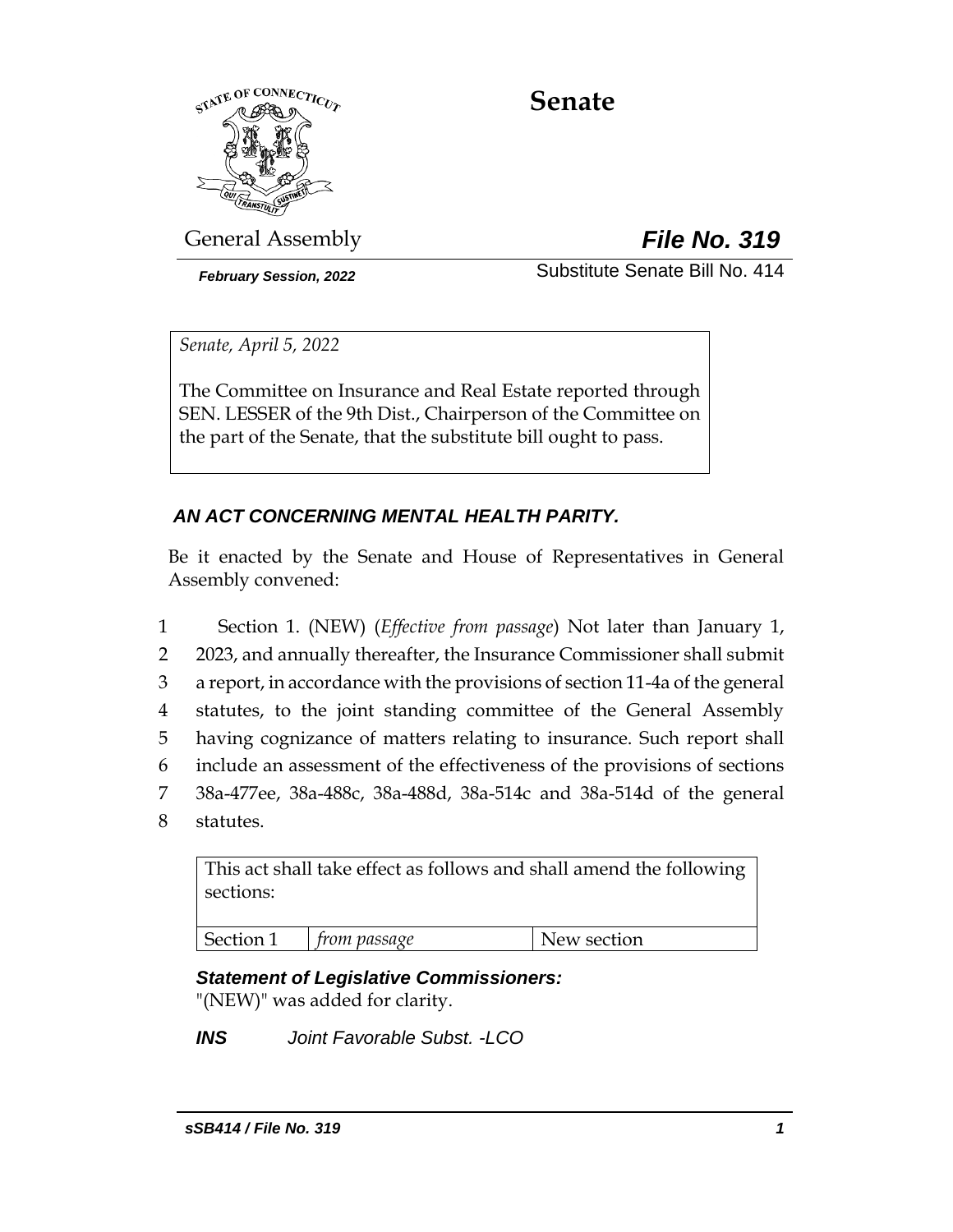# Senate

General Assembly

***File No. 319***

***February Session, 2022***

Substitute Senate Bill No. 414

*Senate, April 5, 2022*

The Committee on Insurance and Real Estate reported through SEN. LESSER of the 9th Dist., Chairperson of the Committee on the part of the Senate, that the substitute bill ought to pass.

***AN ACT CONCERNING MENTAL HEALTH PARITY.***

Be it enacted by the Senate and House of Representatives in General Assembly convened:

1 Section 1. (NEW) (*Effective from passage*) Not later than January 1,
2 2023, and annually thereafter, the Insurance Commissioner shall submit
3 a report, in accordance with the provisions of section 11-4a of the general
4 statutes, to the joint standing committee of the General Assembly
5 having cognizance of matters relating to insurance. Such report shall
6 include an assessment of the effectiveness of the provisions of sections
7 38a-477ee, 38a-488c, 38a-488d, 38a-514c and 38a-514d of the general
8 statutes.

| This act shall take effect as follows and shall amend the following sections: | | |
|---|---|---|
| Section 1 | *from passage* | New section |

***Statement of Legislative Commissioners:***
"(NEW)" was added for clarity.

***INS*** *Joint Favorable Subst. -LCO*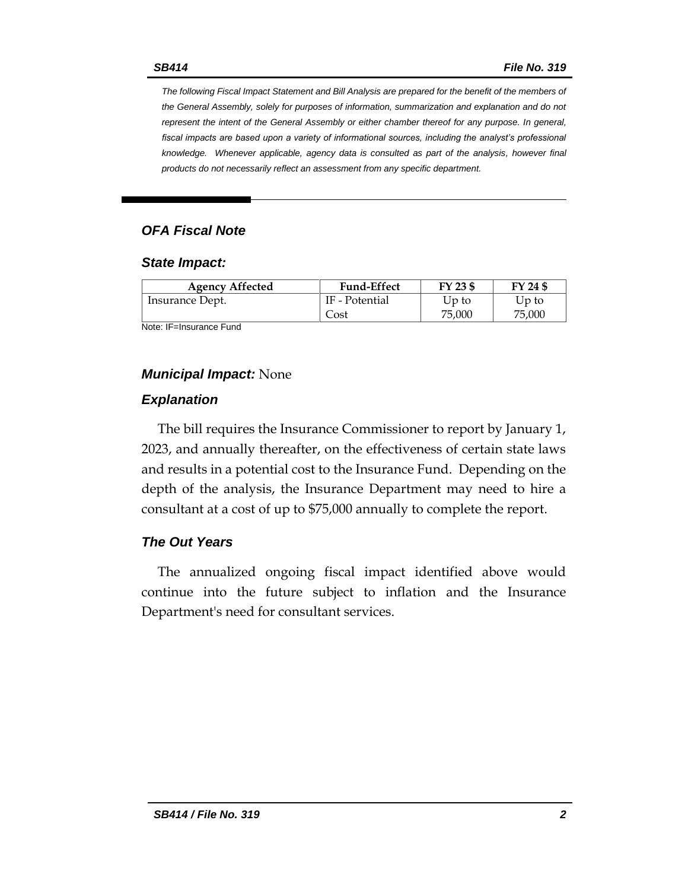*The following Fiscal Impact Statement and Bill Analysis are prepared for the benefit of the members of the General Assembly, solely for purposes of information, summarization and explanation and do not represent the intent of the General Assembly or either chamber thereof for any purpose. In general, fiscal impacts are based upon a variety of informational sources, including the analyst's professional knowledge. Whenever applicable, agency data is consulted as part of the analysis, however final products do not necessarily reflect an assessment from any specific department.*

## *OFA Fiscal Note*

### *State Impact:*

| Agency Affected | Fund-Effect | FY 23 $ | FY 24 $ |
|---|---|---|---|
| Insurance Dept. | IF - Potential Cost | Up to 75,000 | Up to 75,000 |

Note: IF=Insurance Fund

### *Municipal Impact:* None

### *Explanation*

The bill requires the Insurance Commissioner to report by January 1, 2023, and annually thereafter, on the effectiveness of certain state laws and results in a potential cost to the Insurance Fund. Depending on the depth of the analysis, the Insurance Department may need to hire a consultant at a cost of up to $75,000 annually to complete the report.

### *The Out Years*

The annualized ongoing fiscal impact identified above would continue into the future subject to inflation and the Insurance Department's need for consultant services.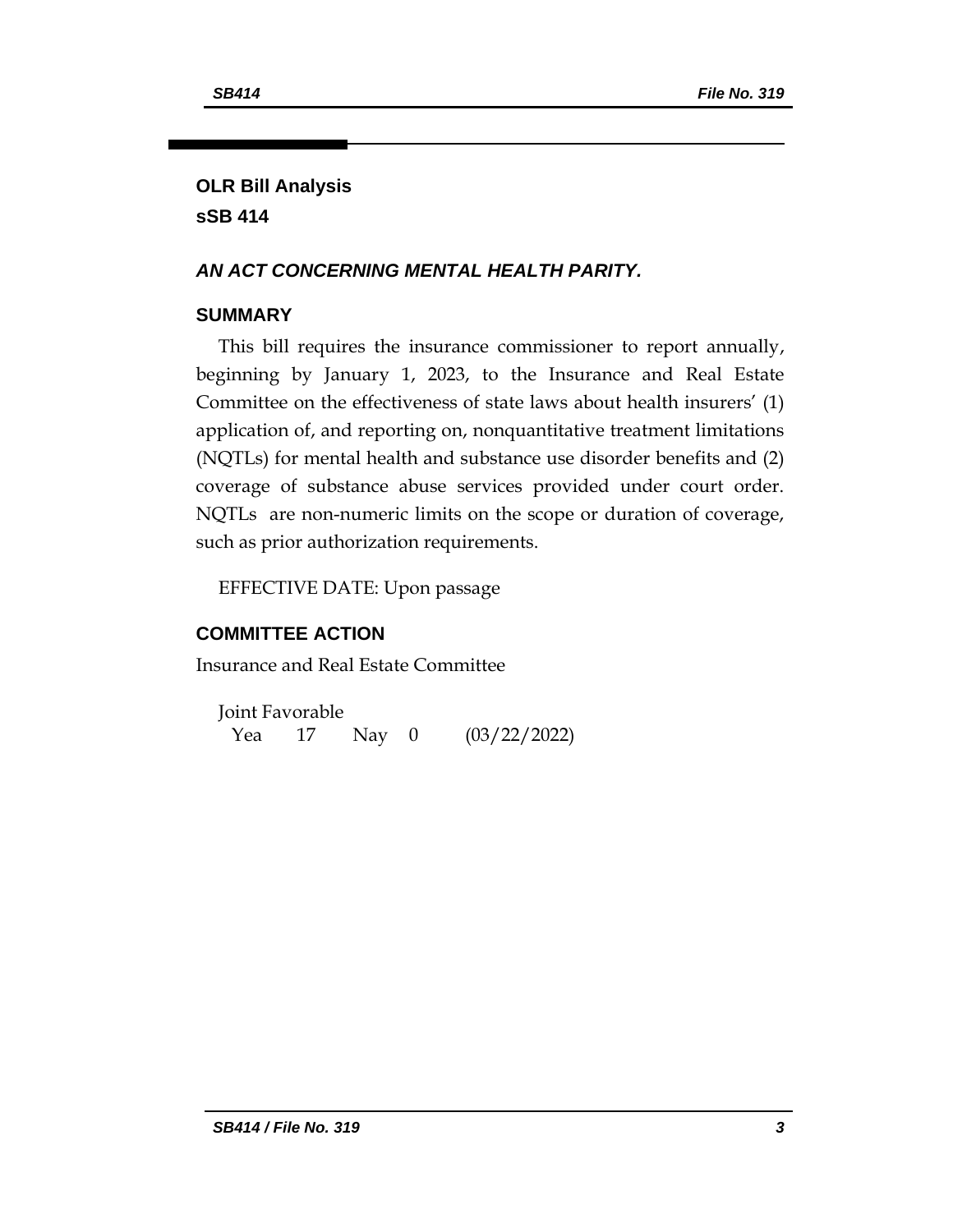## OLR Bill Analysis
## sSB 414

### *AN ACT CONCERNING MENTAL HEALTH PARITY.*

### SUMMARY

This bill requires the insurance commissioner to report annually, beginning by January 1, 2023, to the Insurance and Real Estate Committee on the effectiveness of state laws about health insurers' (1) application of, and reporting on, nonquantitative treatment limitations (NQTLs) for mental health and substance use disorder benefits and (2) coverage of substance abuse services provided under court order. NQTLs are non-numeric limits on the scope or duration of coverage, such as prior authorization requirements.

EFFECTIVE DATE: Upon passage

### COMMITTEE ACTION

Insurance and Real Estate Committee

Joint Favorable
Yea 17 Nay 0 (03/22/2022)